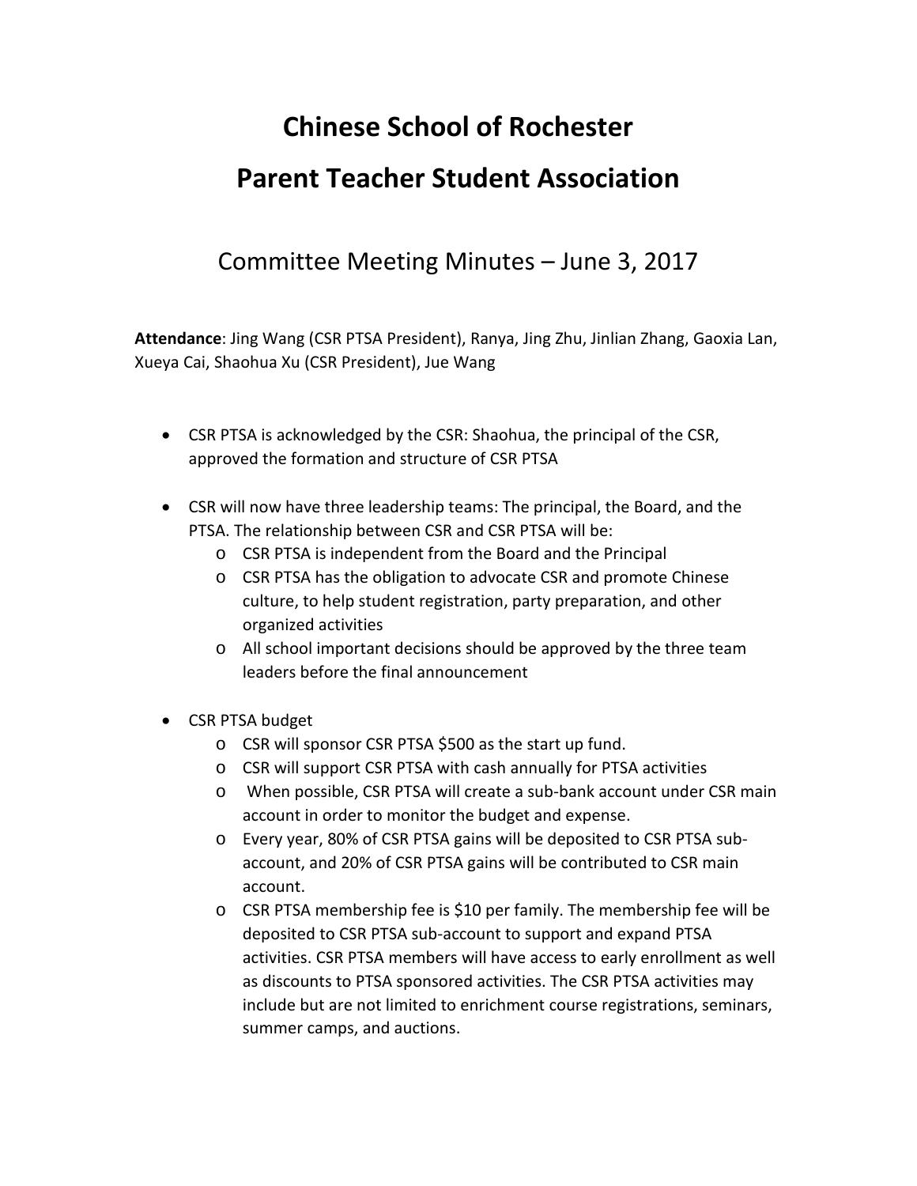# Chinese School of Rochester

# Parent Teacher Student Association

## Committee Meeting Minutes – June 3, 2017

**Attendance**: Jing Wang (CSR PTSA President), Ranya, Jing Zhu, Jinlian Zhang, Gaoxia Lan, Xueya Cai, Shaohua Xu (CSR President), Jue Wang

- CSR PTSA is acknowledged by the CSR: Shaohua, the principal of the CSR, approved the formation and structure of CSR PTSA
- CSR will now have three leadership teams: The principal, the Board, and the PTSA. The relationship between CSR and CSR PTSA will be:
  - CSR PTSA is independent from the Board and the Principal
  - CSR PTSA has the obligation to advocate CSR and promote Chinese culture, to help student registration, party preparation, and other organized activities
  - All school important decisions should be approved by the three team leaders before the final announcement
- CSR PTSA budget
  - CSR will sponsor CSR PTSA $500 as the start up fund.
  - CSR will support CSR PTSA with cash annually for PTSA activities
  - When possible, CSR PTSA will create a sub-bank account under CSR main account in order to monitor the budget and expense.
  - Every year, 80% of CSR PTSA gains will be deposited to CSR PTSA sub-account, and 20% of CSR PTSA gains will be contributed to CSR main account.
  - CSR PTSA membership fee is $10 per family. The membership fee will be deposited to CSR PTSA sub-account to support and expand PTSA activities. CSR PTSA members will have access to early enrollment as well as discounts to PTSA sponsored activities. The CSR PTSA activities may include but are not limited to enrichment course registrations, seminars, summer camps, and auctions.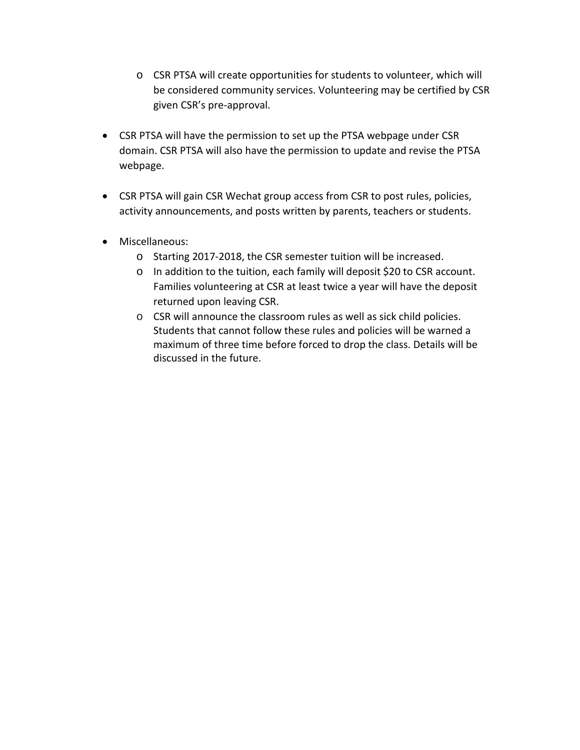- CSR PTSA will create opportunities for students to volunteer, which will be considered community services. Volunteering may be certified by CSR given CSR's pre-approval.

- CSR PTSA will have the permission to set up the PTSA webpage under CSR domain. CSR PTSA will also have the permission to update and revise the PTSA webpage.

- CSR PTSA will gain CSR Wechat group access from CSR to post rules, policies, activity announcements, and posts written by parents, teachers or students.

- Miscellaneous:
  - Starting 2017-2018, the CSR semester tuition will be increased.
  - In addition to the tuition, each family will deposit $20 to CSR account. Families volunteering at CSR at least twice a year will have the deposit returned upon leaving CSR.
  - CSR will announce the classroom rules as well as sick child policies. Students that cannot follow these rules and policies will be warned a maximum of three time before forced to drop the class. Details will be discussed in the future.